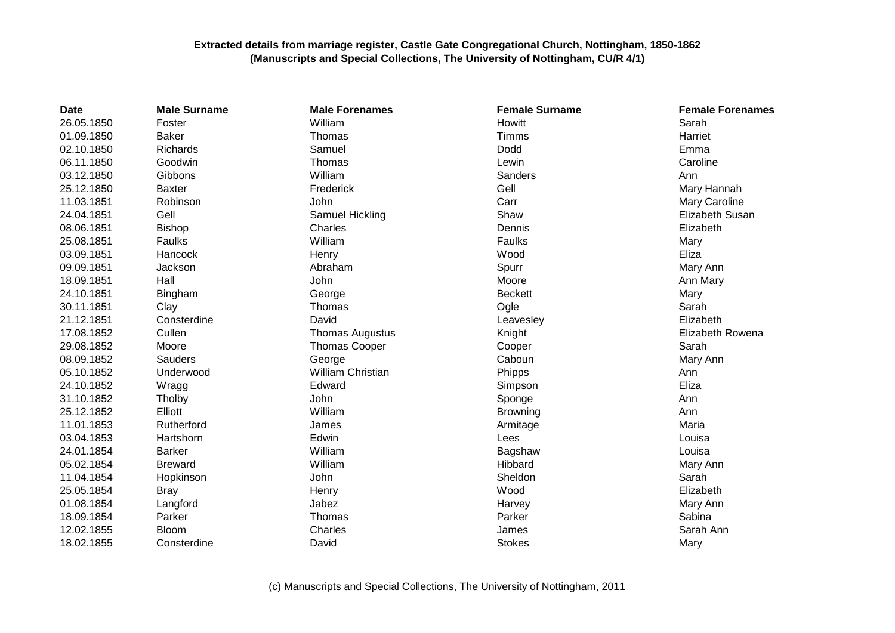**Extracted details from marriage register, Castle Gate Congregational Church, Nottingham, 1850-1862**
**(Manuscripts and Special Collections, The University of Nottingham, CU/R 4/1)**

| Date | Male Surname | Male Forenames | Female Surname | Female Forenames |
|---|---|---|---|---|
| 26.05.1850 | Foster | William | Howitt | Sarah |
| 01.09.1850 | Baker | Thomas | Timms | Harriet |
| 02.10.1850 | Richards | Samuel | Dodd | Emma |
| 06.11.1850 | Goodwin | Thomas | Lewin | Caroline |
| 03.12.1850 | Gibbons | William | Sanders | Ann |
| 25.12.1850 | Baxter | Frederick | Gell | Mary Hannah |
| 11.03.1851 | Robinson | John | Carr | Mary Caroline |
| 24.04.1851 | Gell | Samuel Hickling | Shaw | Elizabeth Susan |
| 08.06.1851 | Bishop | Charles | Dennis | Elizabeth |
| 25.08.1851 | Faulks | William | Faulks | Mary |
| 03.09.1851 | Hancock | Henry | Wood | Eliza |
| 09.09.1851 | Jackson | Abraham | Spurr | Mary Ann |
| 18.09.1851 | Hall | John | Moore | Ann Mary |
| 24.10.1851 | Bingham | George | Beckett | Mary |
| 30.11.1851 | Clay | Thomas | Ogle | Sarah |
| 21.12.1851 | Consterdine | David | Leavesley | Elizabeth |
| 17.08.1852 | Cullen | Thomas Augustus | Knight | Elizabeth Rowena |
| 29.08.1852 | Moore | Thomas Cooper | Cooper | Sarah |
| 08.09.1852 | Sauders | George | Caboun | Mary Ann |
| 05.10.1852 | Underwood | William Christian | Phipps | Ann |
| 24.10.1852 | Wragg | Edward | Simpson | Eliza |
| 31.10.1852 | Tholby | John | Sponge | Ann |
| 25.12.1852 | Elliott | William | Browning | Ann |
| 11.01.1853 | Rutherford | James | Armitage | Maria |
| 03.04.1853 | Hartshorn | Edwin | Lees | Louisa |
| 24.01.1854 | Barker | William | Bagshaw | Louisa |
| 05.02.1854 | Breward | William | Hibbard | Mary Ann |
| 11.04.1854 | Hopkinson | John | Sheldon | Sarah |
| 25.05.1854 | Bray | Henry | Wood | Elizabeth |
| 01.08.1854 | Langford | Jabez | Harvey | Mary Ann |
| 18.09.1854 | Parker | Thomas | Parker | Sabina |
| 12.02.1855 | Bloom | Charles | James | Sarah Ann |
| 18.02.1855 | Consterdine | David | Stokes | Mary |

(c) Manuscripts and Special Collections, The University of Nottingham, 2011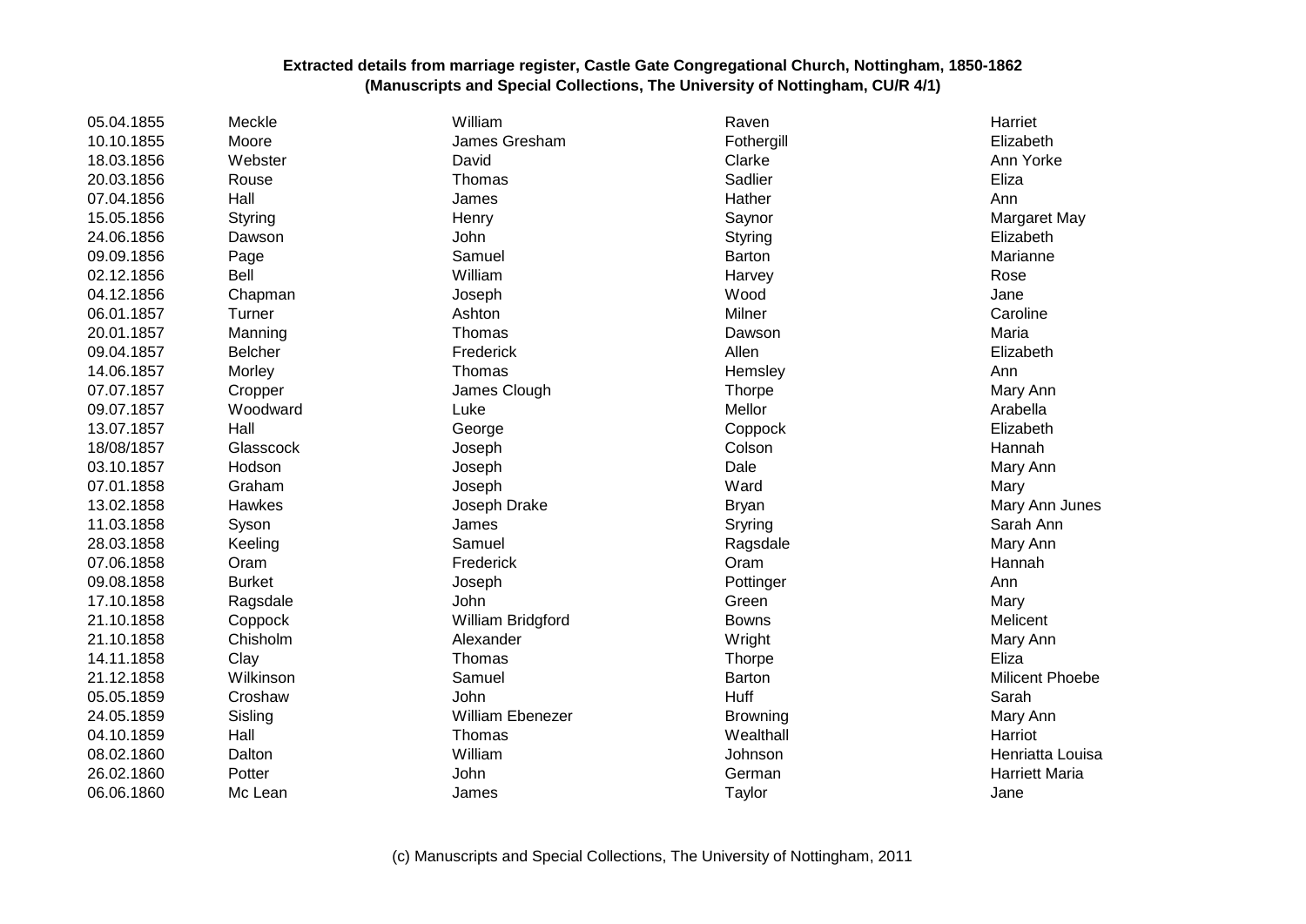**Extracted details from marriage register, Castle Gate Congregational Church, Nottingham, 1850-1862**
**(Manuscripts and Special Collections, The University of Nottingham, CU/R 4/1)**

| | | | | |
|---|---|---|---|---|
| 05.04.1855 | Meckle | William | Raven | Harriet |
| 10.10.1855 | Moore | James Gresham | Fothergill | Elizabeth |
| 18.03.1856 | Webster | David | Clarke | Ann Yorke |
| 20.03.1856 | Rouse | Thomas | Sadlier | Eliza |
| 07.04.1856 | Hall | James | Hather | Ann |
| 15.05.1856 | Styring | Henry | Saynor | Margaret May |
| 24.06.1856 | Dawson | John | Styring | Elizabeth |
| 09.09.1856 | Page | Samuel | Barton | Marianne |
| 02.12.1856 | Bell | William | Harvey | Rose |
| 04.12.1856 | Chapman | Joseph | Wood | Jane |
| 06.01.1857 | Turner | Ashton | Milner | Caroline |
| 20.01.1857 | Manning | Thomas | Dawson | Maria |
| 09.04.1857 | Belcher | Frederick | Allen | Elizabeth |
| 14.06.1857 | Morley | Thomas | Hemsley | Ann |
| 07.07.1857 | Cropper | James Clough | Thorpe | Mary Ann |
| 09.07.1857 | Woodward | Luke | Mellor | Arabella |
| 13.07.1857 | Hall | George | Coppock | Elizabeth |
| 18/08/1857 | Glasscock | Joseph | Colson | Hannah |
| 03.10.1857 | Hodson | Joseph | Dale | Mary Ann |
| 07.01.1858 | Graham | Joseph | Ward | Mary |
| 13.02.1858 | Hawkes | Joseph Drake | Bryan | Mary Ann Junes |
| 11.03.1858 | Syson | James | Sryring | Sarah Ann |
| 28.03.1858 | Keeling | Samuel | Ragsdale | Mary Ann |
| 07.06.1858 | Oram | Frederick | Oram | Hannah |
| 09.08.1858 | Burket | Joseph | Pottinger | Ann |
| 17.10.1858 | Ragsdale | John | Green | Mary |
| 21.10.1858 | Coppock | William Bridgford | Bowns | Melicent |
| 21.10.1858 | Chisholm | Alexander | Wright | Mary Ann |
| 14.11.1858 | Clay | Thomas | Thorpe | Eliza |
| 21.12.1858 | Wilkinson | Samuel | Barton | Milicent Phoebe |
| 05.05.1859 | Croshaw | John | Huff | Sarah |
| 24.05.1859 | Sisling | William Ebenezer | Browning | Mary Ann |
| 04.10.1859 | Hall | Thomas | Wealthall | Harriot |
| 08.02.1860 | Dalton | William | Johnson | Henriatta Louisa |
| 26.02.1860 | Potter | John | German | Harriett Maria |
| 06.06.1860 | Mc Lean | James | Taylor | Jane |

(c) Manuscripts and Special Collections, The University of Nottingham, 2011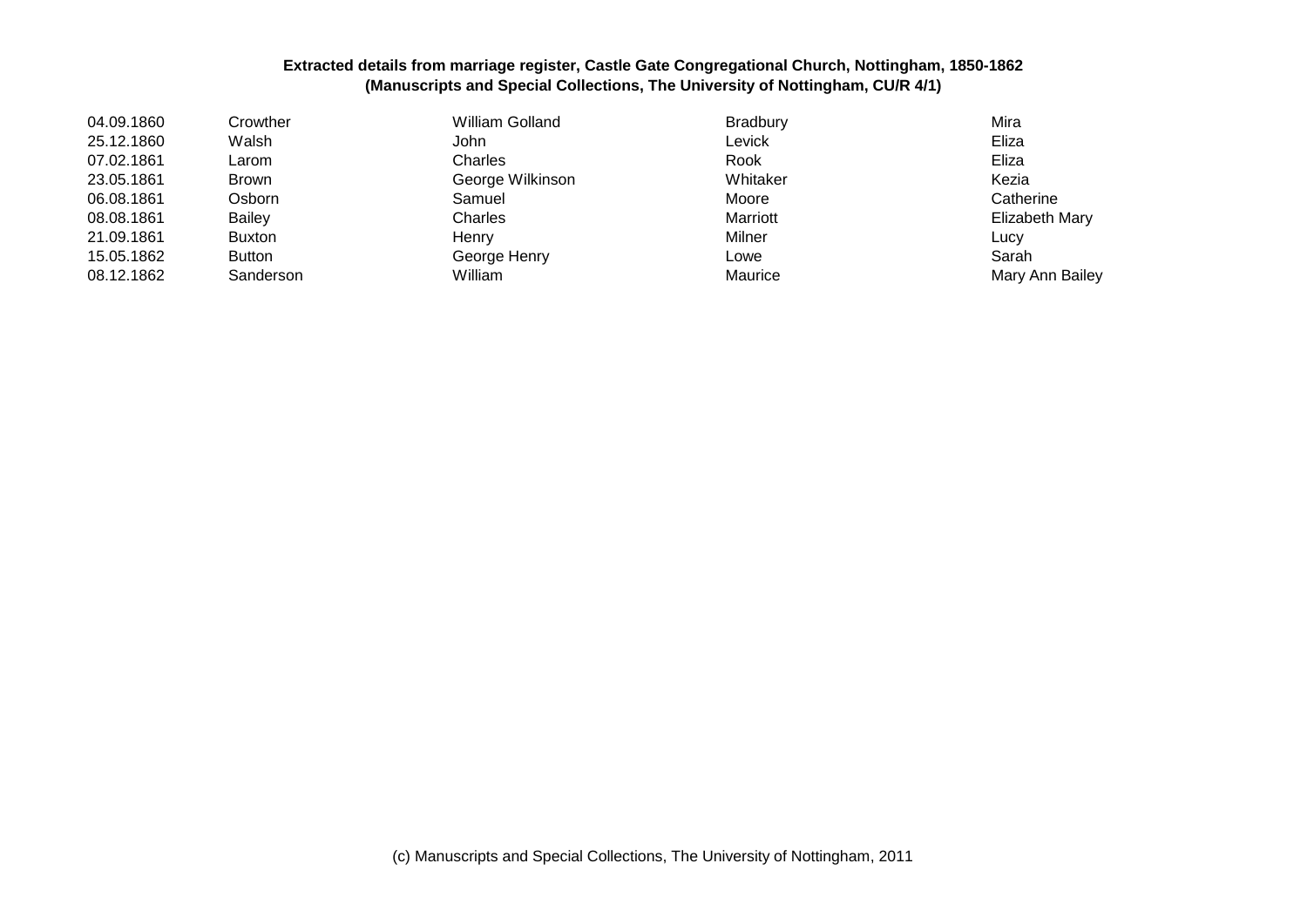**Extracted details from marriage register, Castle Gate Congregational Church, Nottingham, 1850-1862**
**(Manuscripts and Special Collections, The University of Nottingham, CU/R 4/1)**

| | | | | |
|---|---|---|---|---|
| 04.09.1860 | Crowther | William Golland | Bradbury | Mira |
| 25.12.1860 | Walsh | John | Levick | Eliza |
| 07.02.1861 | Larom | Charles | Rook | Eliza |
| 23.05.1861 | Brown | George Wilkinson | Whitaker | Kezia |
| 06.08.1861 | Osborn | Samuel | Moore | Catherine |
| 08.08.1861 | Bailey | Charles | Marriott | Elizabeth Mary |
| 21.09.1861 | Buxton | Henry | Milner | Lucy |
| 15.05.1862 | Button | George Henry | Lowe | Sarah |
| 08.12.1862 | Sanderson | William | Maurice | Mary Ann Bailey |

(c) Manuscripts and Special Collections, The University of Nottingham, 2011